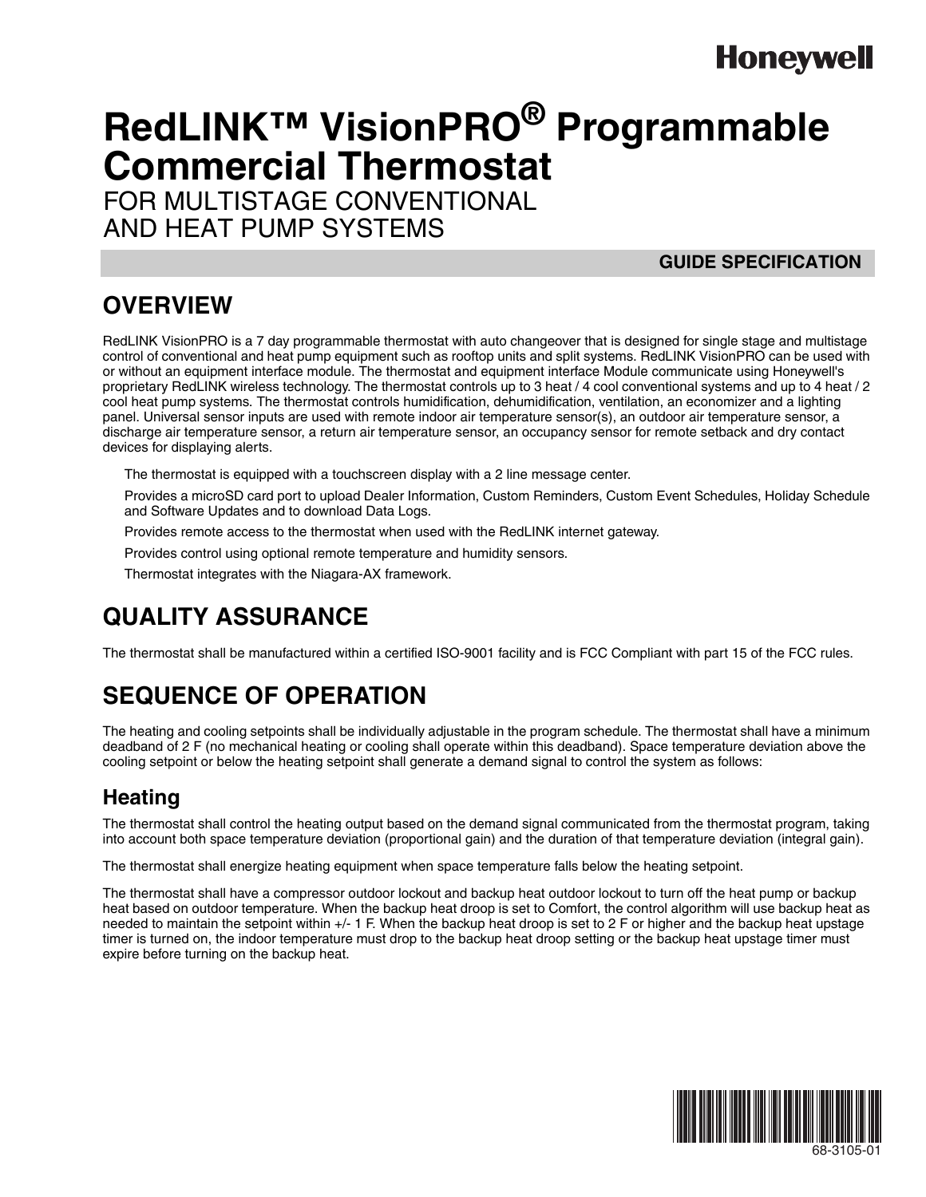Honeywell

# RedLINK™ VisionPRO® Programmable Commercial Thermostat

FOR MULTISTAGE CONVENTIONAL AND HEAT PUMP SYSTEMS

**GUIDE SPECIFICATION**

## OVERVIEW

RedLINK VisionPRO is a 7 day programmable thermostat with auto changeover that is designed for single stage and multistage control of conventional and heat pump equipment such as rooftop units and split systems. RedLINK VisionPRO can be used with or without an equipment interface module. The thermostat and equipment interface Module communicate using Honeywell's proprietary RedLINK wireless technology. The thermostat controls up to 3 heat / 4 cool conventional systems and up to 4 heat / 2 cool heat pump systems. The thermostat controls humidification, dehumidification, ventilation, an economizer and a lighting panel. Universal sensor inputs are used with remote indoor air temperature sensor(s), an outdoor air temperature sensor, a discharge air temperature sensor, a return air temperature sensor, an occupancy sensor for remote setback and dry contact devices for displaying alerts.

The thermostat is equipped with a touchscreen display with a 2 line message center.

Provides a microSD card port to upload Dealer Information, Custom Reminders, Custom Event Schedules, Holiday Schedule and Software Updates and to download Data Logs.

Provides remote access to the thermostat when used with the RedLINK internet gateway.

Provides control using optional remote temperature and humidity sensors.

Thermostat integrates with the Niagara-AX framework.

## QUALITY ASSURANCE

The thermostat shall be manufactured within a certified ISO-9001 facility and is FCC Compliant with part 15 of the FCC rules.

## SEQUENCE OF OPERATION

The heating and cooling setpoints shall be individually adjustable in the program schedule. The thermostat shall have a minimum deadband of 2 F (no mechanical heating or cooling shall operate within this deadband). Space temperature deviation above the cooling setpoint or below the heating setpoint shall generate a demand signal to control the system as follows:

### Heating

The thermostat shall control the heating output based on the demand signal communicated from the thermostat program, taking into account both space temperature deviation (proportional gain) and the duration of that temperature deviation (integral gain).

The thermostat shall energize heating equipment when space temperature falls below the heating setpoint.

The thermostat shall have a compressor outdoor lockout and backup heat outdoor lockout to turn off the heat pump or backup heat based on outdoor temperature. When the backup heat droop is set to Comfort, the control algorithm will use backup heat as needed to maintain the setpoint within +/- 1 F. When the backup heat droop is set to 2 F or higher and the backup heat upstage timer is turned on, the indoor temperature must drop to the backup heat droop setting or the backup heat upstage timer must expire before turning on the backup heat.

68-3105-01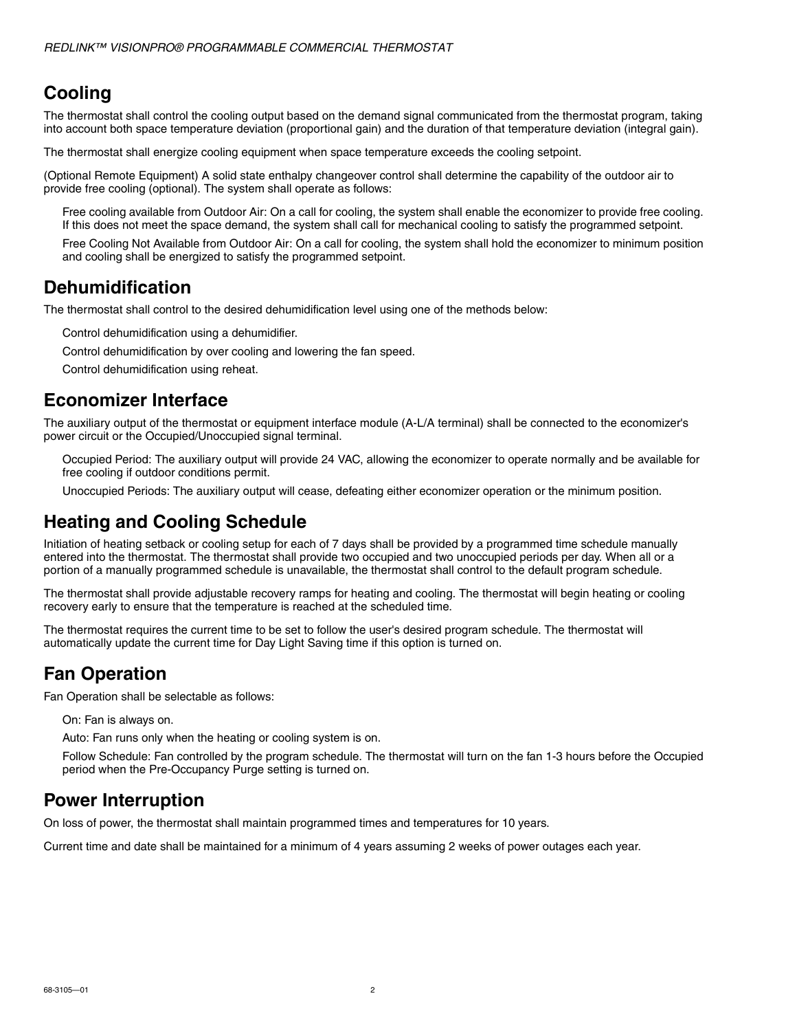## Cooling

The thermostat shall control the cooling output based on the demand signal communicated from the thermostat program, taking into account both space temperature deviation (proportional gain) and the duration of that temperature deviation (integral gain).

The thermostat shall energize cooling equipment when space temperature exceeds the cooling setpoint.

(Optional Remote Equipment) A solid state enthalpy changeover control shall determine the capability of the outdoor air to provide free cooling (optional). The system shall operate as follows:

Free cooling available from Outdoor Air: On a call for cooling, the system shall enable the economizer to provide free cooling. If this does not meet the space demand, the system shall call for mechanical cooling to satisfy the programmed setpoint.

Free Cooling Not Available from Outdoor Air: On a call for cooling, the system shall hold the economizer to minimum position and cooling shall be energized to satisfy the programmed setpoint.

## Dehumidification

The thermostat shall control to the desired dehumidification level using one of the methods below:

Control dehumidification using a dehumidifier.

Control dehumidification by over cooling and lowering the fan speed.

Control dehumidification using reheat.

## Economizer Interface

The auxiliary output of the thermostat or equipment interface module (A-L/A terminal) shall be connected to the economizer's power circuit or the Occupied/Unoccupied signal terminal.

Occupied Period: The auxiliary output will provide 24 VAC, allowing the economizer to operate normally and be available for free cooling if outdoor conditions permit.

Unoccupied Periods: The auxiliary output will cease, defeating either economizer operation or the minimum position.

## Heating and Cooling Schedule

Initiation of heating setback or cooling setup for each of 7 days shall be provided by a programmed time schedule manually entered into the thermostat. The thermostat shall provide two occupied and two unoccupied periods per day. When all or a portion of a manually programmed schedule is unavailable, the thermostat shall control to the default program schedule.

The thermostat shall provide adjustable recovery ramps for heating and cooling. The thermostat will begin heating or cooling recovery early to ensure that the temperature is reached at the scheduled time.

The thermostat requires the current time to be set to follow the user's desired program schedule. The thermostat will automatically update the current time for Day Light Saving time if this option is turned on.

## Fan Operation

Fan Operation shall be selectable as follows:

On: Fan is always on.

Auto: Fan runs only when the heating or cooling system is on.

Follow Schedule: Fan controlled by the program schedule. The thermostat will turn on the fan 1-3 hours before the Occupied period when the Pre-Occupancy Purge setting is turned on.

## Power Interruption

On loss of power, the thermostat shall maintain programmed times and temperatures for 10 years.

Current time and date shall be maintained for a minimum of 4 years assuming 2 weeks of power outages each year.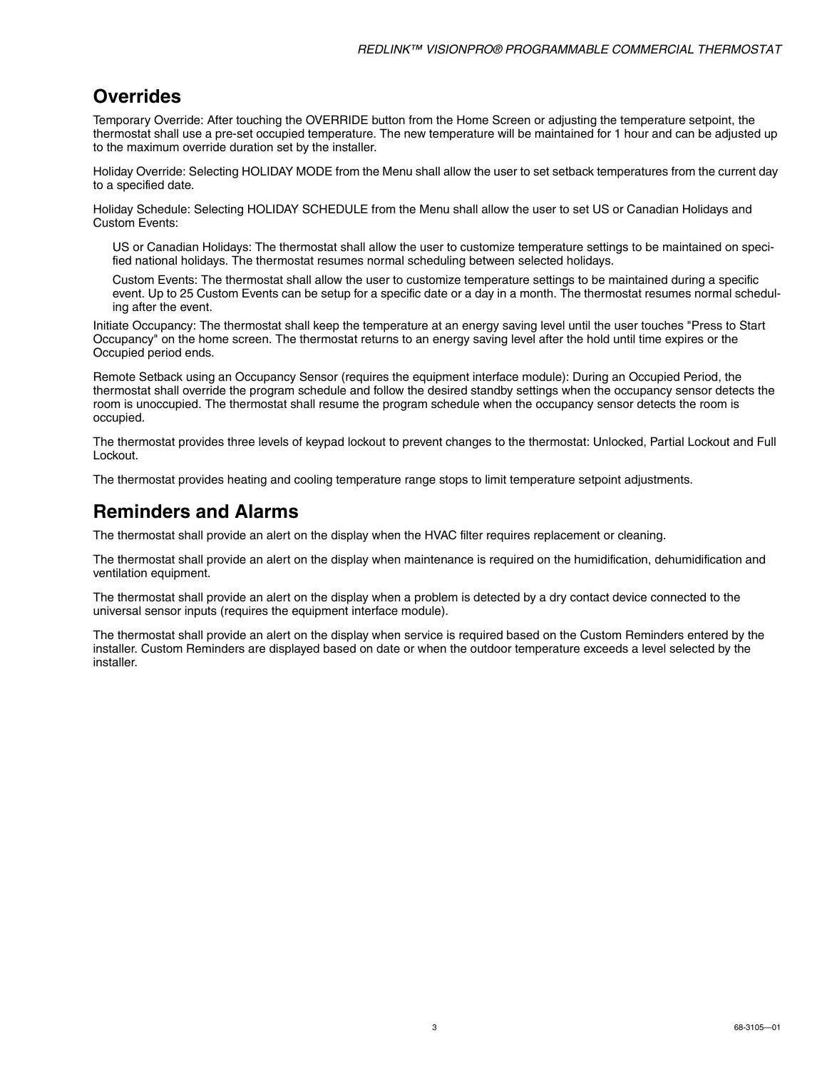## Overrides

Temporary Override: After touching the OVERRIDE button from the Home Screen or adjusting the temperature setpoint, the thermostat shall use a pre-set occupied temperature. The new temperature will be maintained for 1 hour and can be adjusted up to the maximum override duration set by the installer.

Holiday Override: Selecting HOLIDAY MODE from the Menu shall allow the user to set setback temperatures from the current day to a specified date.

Holiday Schedule: Selecting HOLIDAY SCHEDULE from the Menu shall allow the user to set US or Canadian Holidays and Custom Events:

> US or Canadian Holidays: The thermostat shall allow the user to customize temperature settings to be maintained on specified national holidays. The thermostat resumes normal scheduling between selected holidays.
>
> Custom Events: The thermostat shall allow the user to customize temperature settings to be maintained during a specific event. Up to 25 Custom Events can be setup for a specific date or a day in a month. The thermostat resumes normal scheduling after the event.

Initiate Occupancy: The thermostat shall keep the temperature at an energy saving level until the user touches "Press to Start Occupancy" on the home screen. The thermostat returns to an energy saving level after the hold until time expires or the Occupied period ends.

Remote Setback using an Occupancy Sensor (requires the equipment interface module): During an Occupied Period, the thermostat shall override the program schedule and follow the desired standby settings when the occupancy sensor detects the room is unoccupied. The thermostat shall resume the program schedule when the occupancy sensor detects the room is occupied.

The thermostat provides three levels of keypad lockout to prevent changes to the thermostat: Unlocked, Partial Lockout and Full Lockout.

The thermostat provides heating and cooling temperature range stops to limit temperature setpoint adjustments.

## Reminders and Alarms

The thermostat shall provide an alert on the display when the HVAC filter requires replacement or cleaning.

The thermostat shall provide an alert on the display when maintenance is required on the humidification, dehumidification and ventilation equipment.

The thermostat shall provide an alert on the display when a problem is detected by a dry contact device connected to the universal sensor inputs (requires the equipment interface module).

The thermostat shall provide an alert on the display when service is required based on the Custom Reminders entered by the installer. Custom Reminders are displayed based on date or when the outdoor temperature exceeds a level selected by the installer.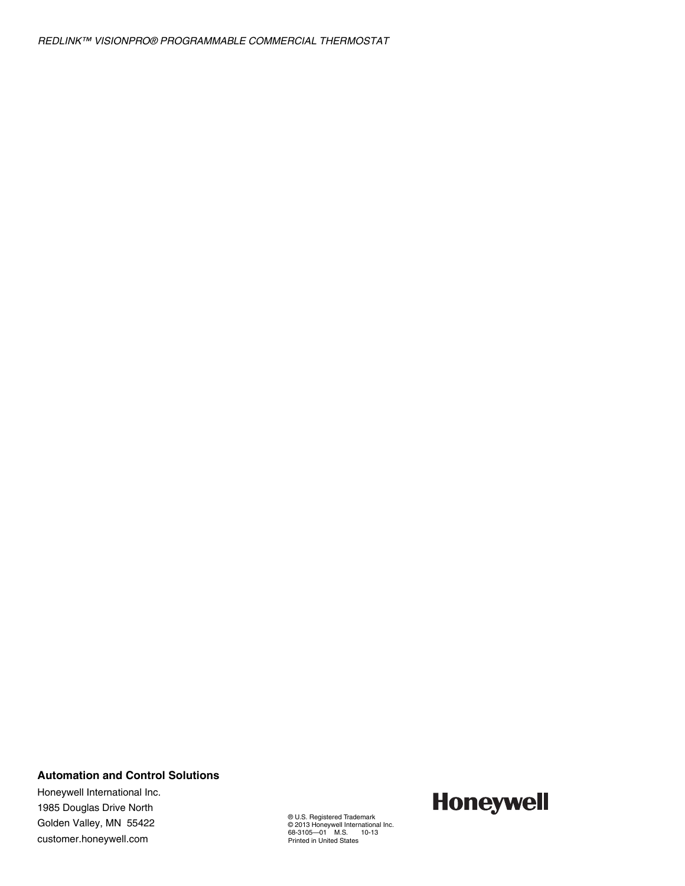**Automation and Control Solutions**

Honeywell International Inc.
1985 Douglas Drive North
Golden Valley, MN 55422
customer.honeywell.com

® U.S. Registered Trademark
© 2013 Honeywell International Inc.
68-3105—01 M.S. 10-13
Printed in United States

Honeywell